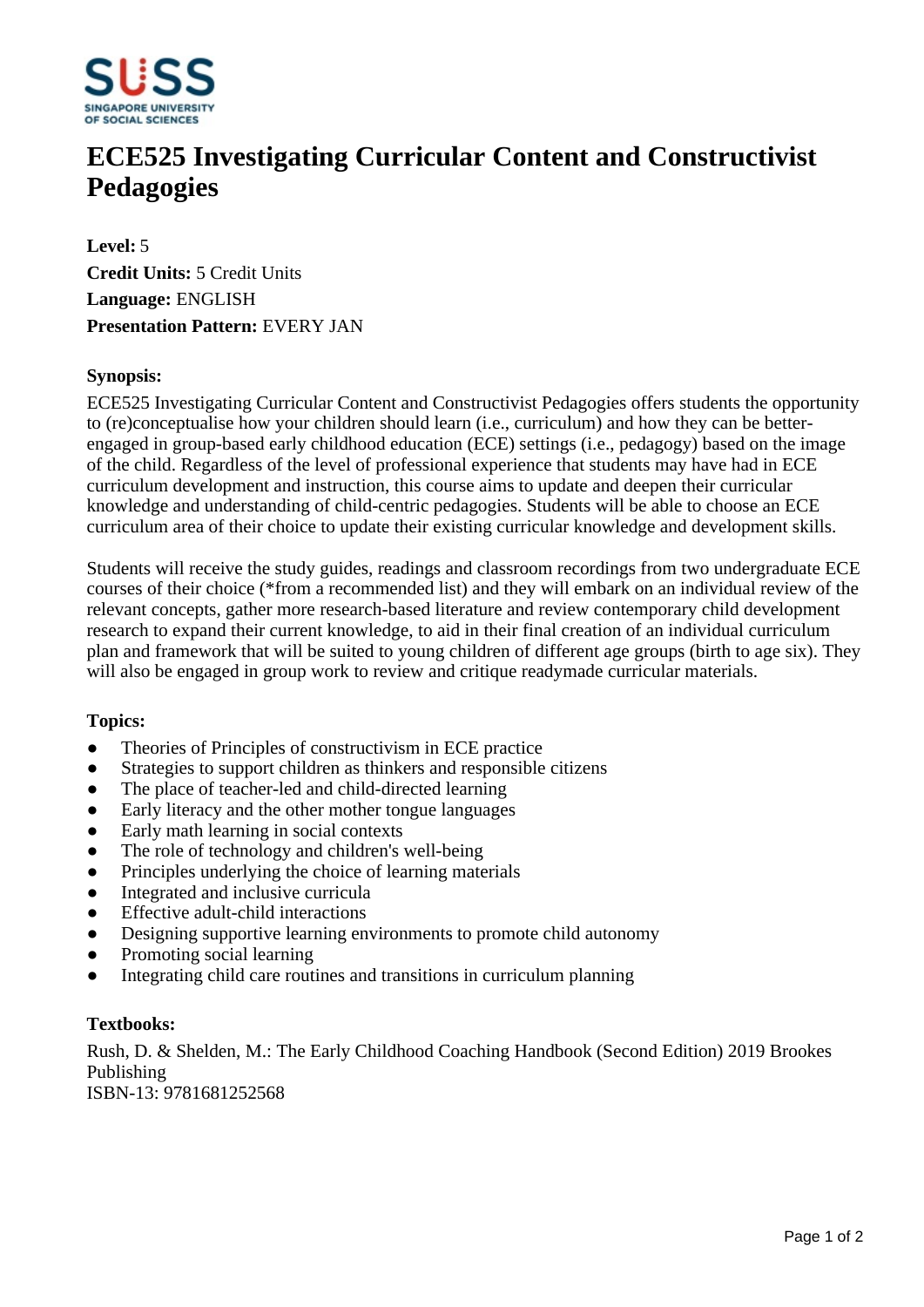# ECE525 Investigating Curricular Content and Constructivist Pedagogies

**Level:** 5

**Credit Units:** 5 Credit Units

**Language:** ENGLISH

**Presentation Pattern:** EVERY JAN

### Synopsis:

ECE525 Investigating Curricular Content and Constructivist Pedagogies offers students the opportunity to (re)conceptualise how your children should learn (i.e., curriculum) and how they can be better-engaged in group-based early childhood education (ECE) settings (i.e., pedagogy) based on the image of the child. Regardless of the level of professional experience that students may have had in ECE curriculum development and instruction, this course aims to update and deepen their curricular knowledge and understanding of child-centric pedagogies. Students will be able to choose an ECE curriculum area of their choice to update their existing curricular knowledge and development skills.

Students will receive the study guides, readings and classroom recordings from two undergraduate ECE courses of their choice (*from a recommended list) and they will embark on an individual review of the relevant concepts, gather more research-based literature and review contemporary child development research to expand their current knowledge, to aid in their final creation of an individual curriculum plan and framework that will be suited to young children of different age groups (birth to age six). They will also be engaged in group work to review and critique readymade curricular materials.

### Topics:

- Theories of Principles of constructivism in ECE practice
- Strategies to support children as thinkers and responsible citizens
- The place of teacher-led and child-directed learning
- Early literacy and the other mother tongue languages
- Early math learning in social contexts
- The role of technology and children's well-being
- Principles underlying the choice of learning materials
- Integrated and inclusive curricula
- Effective adult-child interactions
- Designing supportive learning environments to promote child autonomy
- Promoting social learning
- Integrating child care routines and transitions in curriculum planning

### Textbooks:

Rush, D. & Shelden, M.: The Early Childhood Coaching Handbook (Second Edition) 2019 Brookes Publishing
ISBN-13: 9781681252568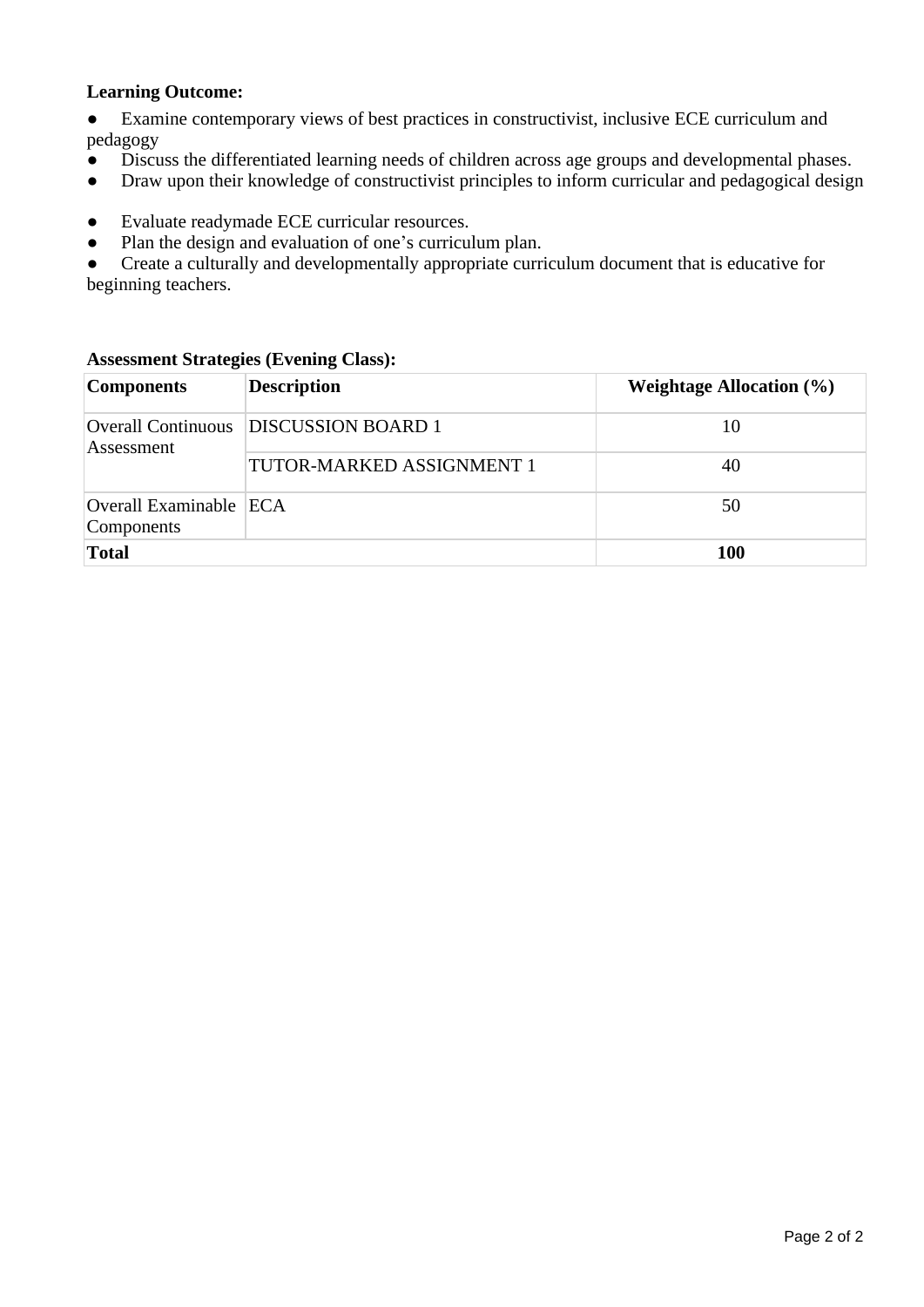**Learning Outcome:**

- Examine contemporary views of best practices in constructivist, inclusive ECE curriculum and pedagogy
- Discuss the differentiated learning needs of children across age groups and developmental phases.
- Draw upon their knowledge of constructivist principles to inform curricular and pedagogical design
- Evaluate readymade ECE curricular resources.
- Plan the design and evaluation of one's curriculum plan.
- Create a culturally and developmentally appropriate curriculum document that is educative for beginning teachers.

**Assessment Strategies (Evening Class):**

| **Components** | **Description** | **Weightage Allocation (%)** |
|---|---|---|
| Overall Continuous Assessment | DISCUSSION BOARD 1 | 10 |
| | TUTOR-MARKED ASSIGNMENT 1 | 40 |
| Overall Examinable Components | ECA | 50 |
| **Total** | | **100** |